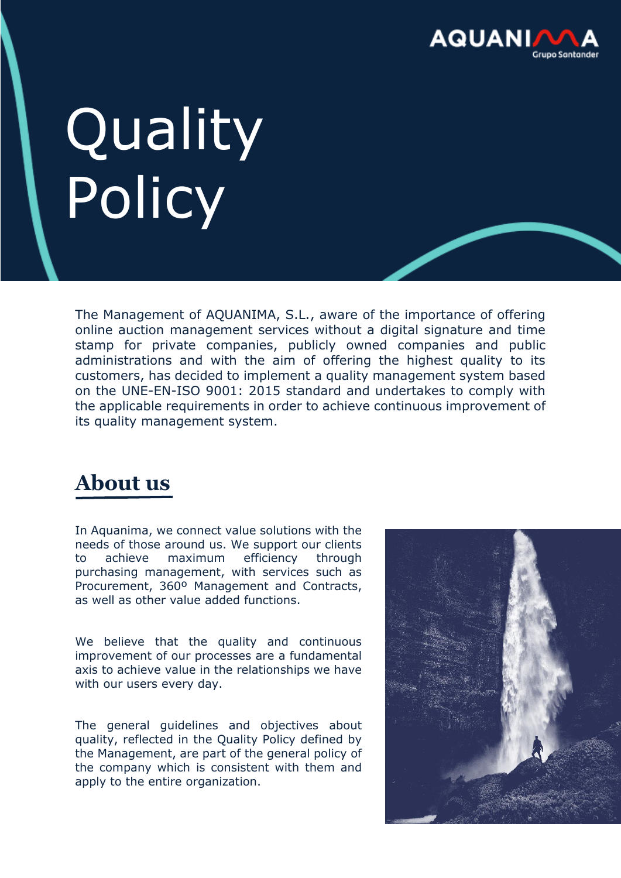# Quality Policy

The Management of AQUANIMA, S.L., aware of the importance of offering online auction management services without a digital signature and time stamp for private companies, publicly owned companies and public administrations and with the aim of offering the highest quality to its customers, has decided to implement a quality management system based on the UNE-EN-ISO 9001: 2015 standard and undertakes to comply with the applicable requirements in order to achieve continuous improvement of its quality management system.

## About us

In Aquanima, we connect value solutions with the needs of those around us. We support our clients to achieve maximum efficiency through purchasing management, with services such as Procurement, 360º Management and Contracts, as well as other value added functions.

We believe that the quality and continuous improvement of our processes are a fundamental axis to achieve value in the relationships we have with our users every day.

The general guidelines and objectives about quality, reflected in the Quality Policy defined by the Management, are part of the general policy of the company which is consistent with them and apply to the entire organization.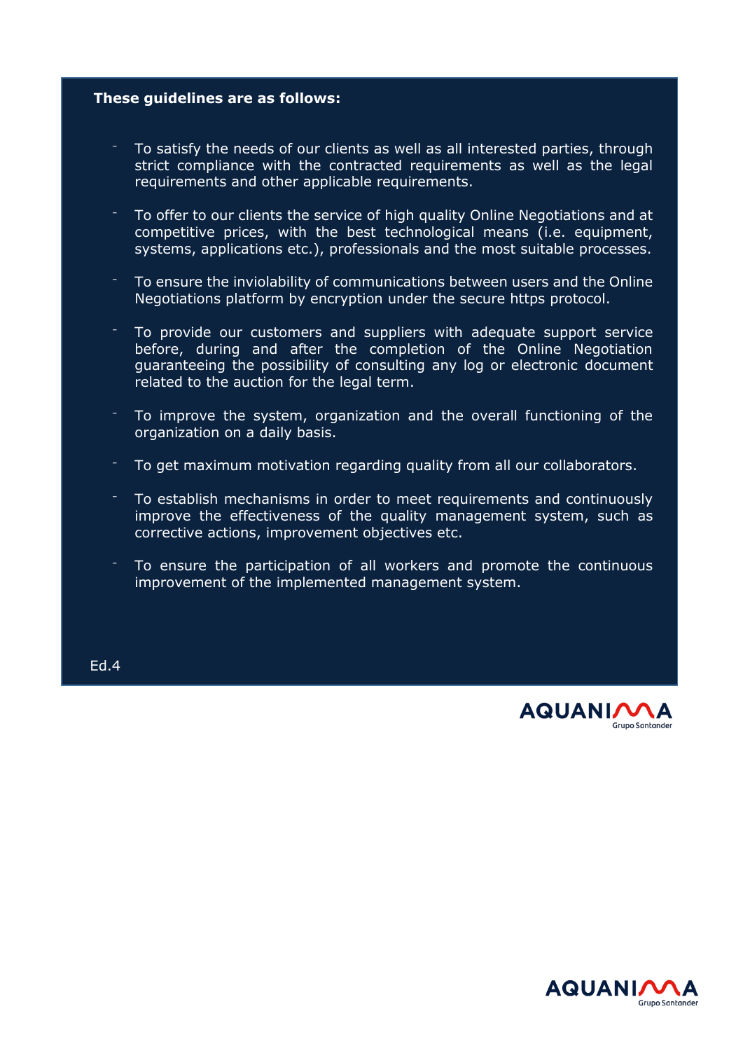**These guidelines are as follows:**

- To satisfy the needs of our clients as well as all interested parties, through strict compliance with the contracted requirements as well as the legal requirements and other applicable requirements.

- To offer to our clients the service of high quality Online Negotiations and at competitive prices, with the best technological means (i.e. equipment, systems, applications etc.), professionals and the most suitable processes.

- To ensure the inviolability of communications between users and the Online Negotiations platform by encryption under the secure https protocol.

- To provide our customers and suppliers with adequate support service before, during and after the completion of the Online Negotiation guaranteeing the possibility of consulting any log or electronic document related to the auction for the legal term.

- To improve the system, organization and the overall functioning of the organization on a daily basis.

- To get maximum motivation regarding quality from all our collaborators.

- To establish mechanisms in order to meet requirements and continuously improve the effectiveness of the quality management system, such as corrective actions, improvement objectives etc.

- To ensure the participation of all workers and promote the continuous improvement of the implemented management system.

Ed.4

AQUANIMA
Grupo Santander